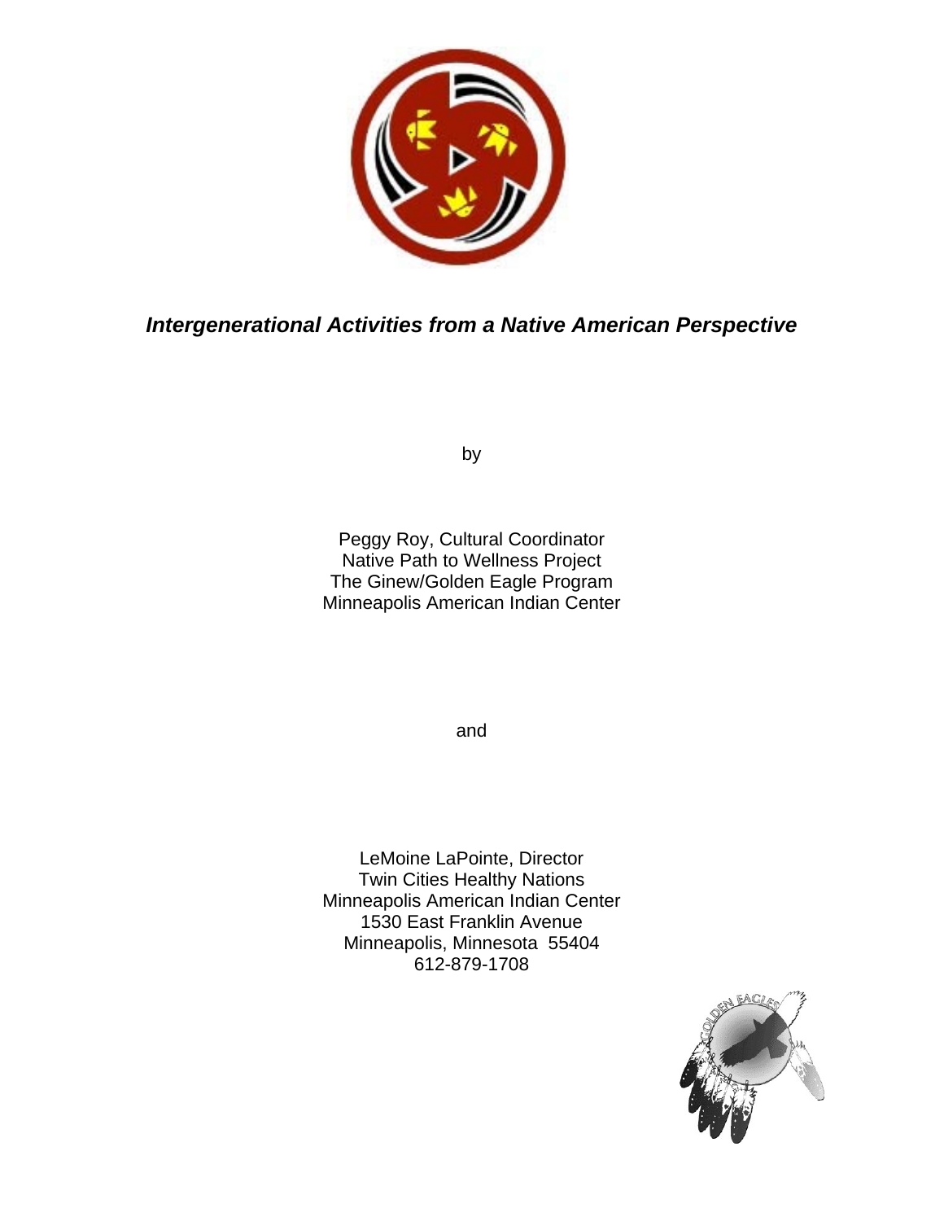# *Intergenerational Activities from a Native American Perspective*

by

Peggy Roy, Cultural Coordinator
Native Path to Wellness Project
The Ginew/Golden Eagle Program
Minneapolis American Indian Center

and

LeMoine LaPointe, Director
Twin Cities Healthy Nations
Minneapolis American Indian Center
1530 East Franklin Avenue
Minneapolis, Minnesota 55404
612-879-1708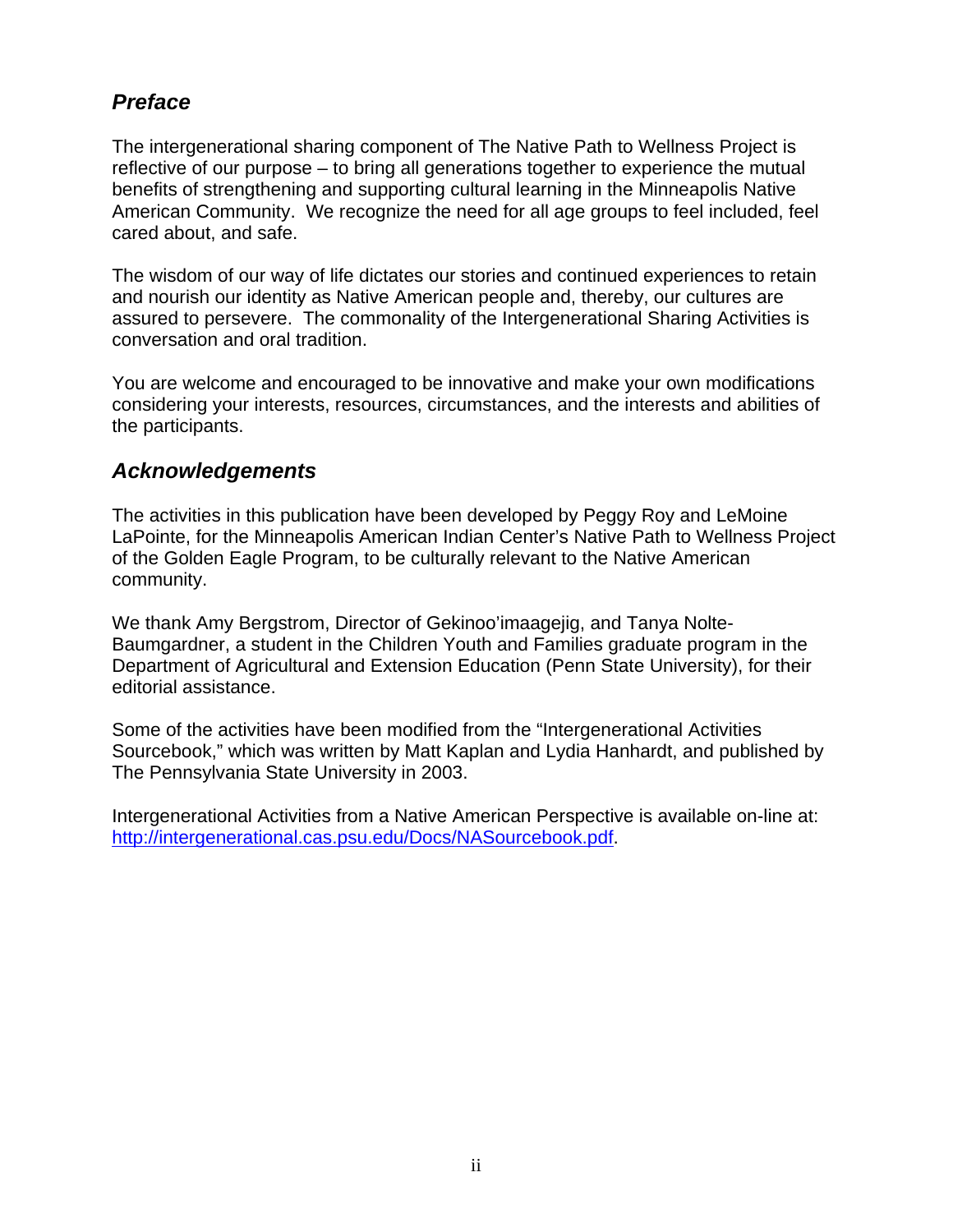## *Preface*

The intergenerational sharing component of The Native Path to Wellness Project is reflective of our purpose – to bring all generations together to experience the mutual benefits of strengthening and supporting cultural learning in the Minneapolis Native American Community. We recognize the need for all age groups to feel included, feel cared about, and safe.

The wisdom of our way of life dictates our stories and continued experiences to retain and nourish our identity as Native American people and, thereby, our cultures are assured to persevere. The commonality of the Intergenerational Sharing Activities is conversation and oral tradition.

You are welcome and encouraged to be innovative and make your own modifications considering your interests, resources, circumstances, and the interests and abilities of the participants.

## *Acknowledgements*

The activities in this publication have been developed by Peggy Roy and LeMoine LaPointe, for the Minneapolis American Indian Center's Native Path to Wellness Project of the Golden Eagle Program, to be culturally relevant to the Native American community.

We thank Amy Bergstrom, Director of Gekinoo'imaagejig, and Tanya Nolte-Baumgardner, a student in the Children Youth and Families graduate program in the Department of Agricultural and Extension Education (Penn State University), for their editorial assistance.

Some of the activities have been modified from the "Intergenerational Activities Sourcebook," which was written by Matt Kaplan and Lydia Hanhardt, and published by The Pennsylvania State University in 2003.

Intergenerational Activities from a Native American Perspective is available on-line at: [http://intergenerational.cas.psu.edu/Docs/NASourcebook.pdf](http://intergenerational.cas.psu.edu/Docs/NASourcebook.pdf).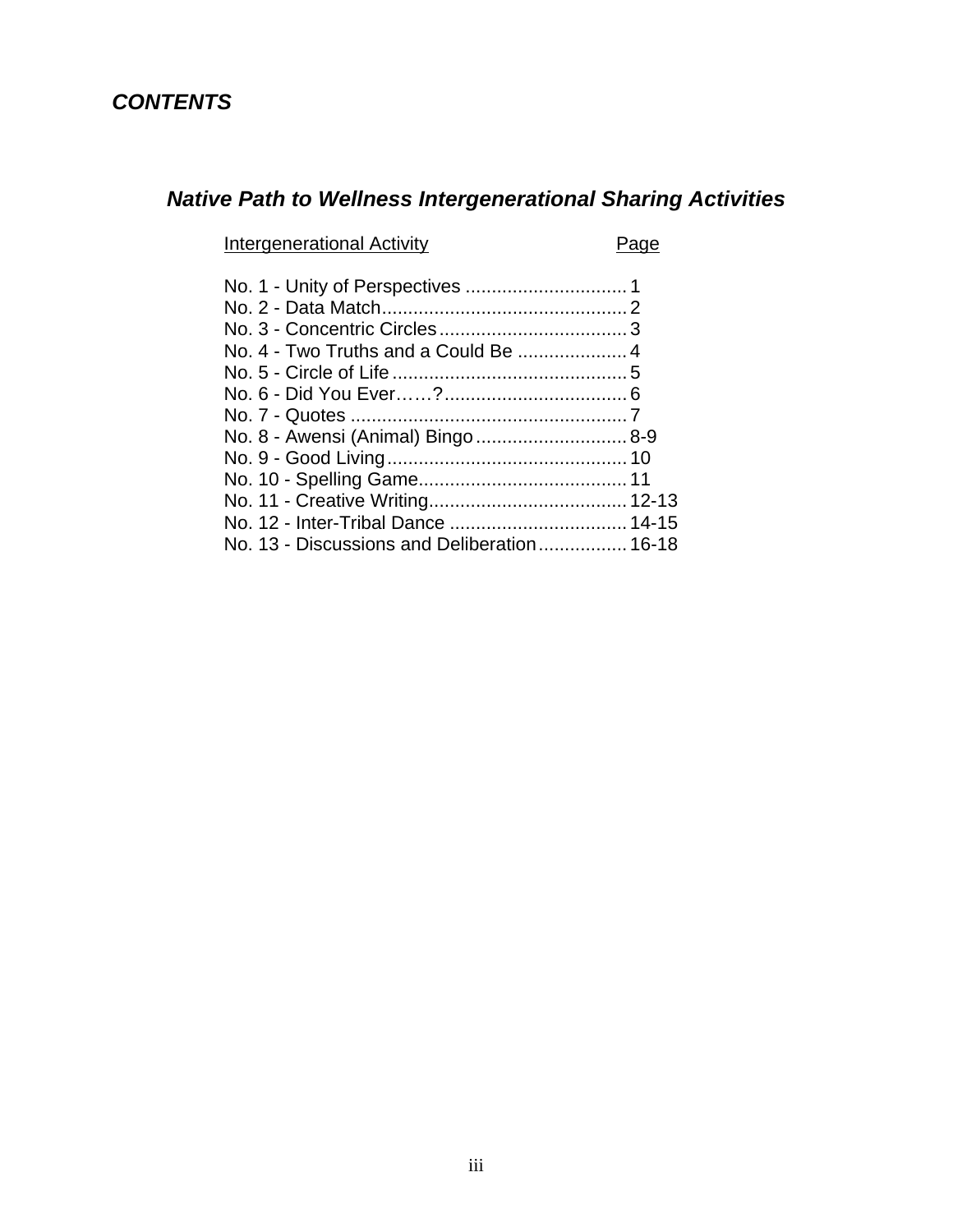## ***CONTENTS***

### ***Native Path to Wellness Intergenerational Sharing Activities***

| Intergenerational Activity | Page |
|---|---|
| No. 1 - Unity of Perspectives | 1 |
| No. 2 - Data Match | 2 |
| No. 3 - Concentric Circles | 3 |
| No. 4 - Two Truths and a Could Be | 4 |
| No. 5 - Circle of Life | 5 |
| No. 6 - Did You Ever……? | 6 |
| No. 7 - Quotes | 7 |
| No. 8 - Awensi (Animal) Bingo | 8-9 |
| No. 9 - Good Living | 10 |
| No. 10 - Spelling Game | 11 |
| No. 11 - Creative Writing | 12-13 |
| No. 12 - Inter-Tribal Dance | 14-15 |
| No. 13 - Discussions and Deliberation | 16-18 |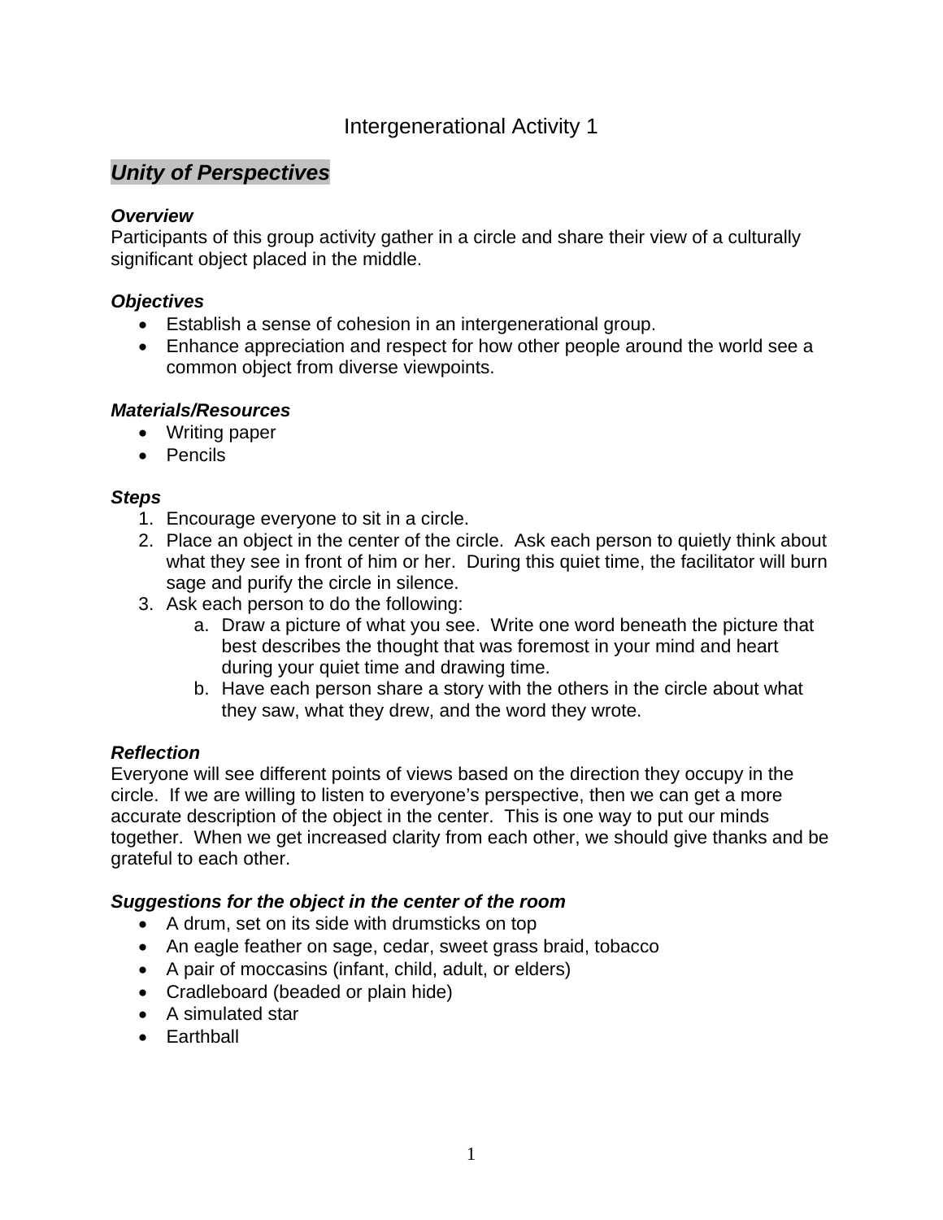# Intergenerational Activity 1

## ***Unity of Perspectives***

***Overview***

Participants of this group activity gather in a circle and share their view of a culturally significant object placed in the middle.

***Objectives***

- Establish a sense of cohesion in an intergenerational group.
- Enhance appreciation and respect for how other people around the world see a common object from diverse viewpoints.

***Materials/Resources***

- Writing paper
- Pencils

***Steps***

1. Encourage everyone to sit in a circle.
2. Place an object in the center of the circle. Ask each person to quietly think about what they see in front of him or her. During this quiet time, the facilitator will burn sage and purify the circle in silence.
3. Ask each person to do the following:
    a. Draw a picture of what you see. Write one word beneath the picture that best describes the thought that was foremost in your mind and heart during your quiet time and drawing time.
    b. Have each person share a story with the others in the circle about what they saw, what they drew, and the word they wrote.

***Reflection***

Everyone will see different points of views based on the direction they occupy in the circle. If we are willing to listen to everyone's perspective, then we can get a more accurate description of the object in the center. This is one way to put our minds together. When we get increased clarity from each other, we should give thanks and be grateful to each other.

***Suggestions for the object in the center of the room***

- A drum, set on its side with drumsticks on top
- An eagle feather on sage, cedar, sweet grass braid, tobacco
- A pair of moccasins (infant, child, adult, or elders)
- Cradleboard (beaded or plain hide)
- A simulated star
- Earthball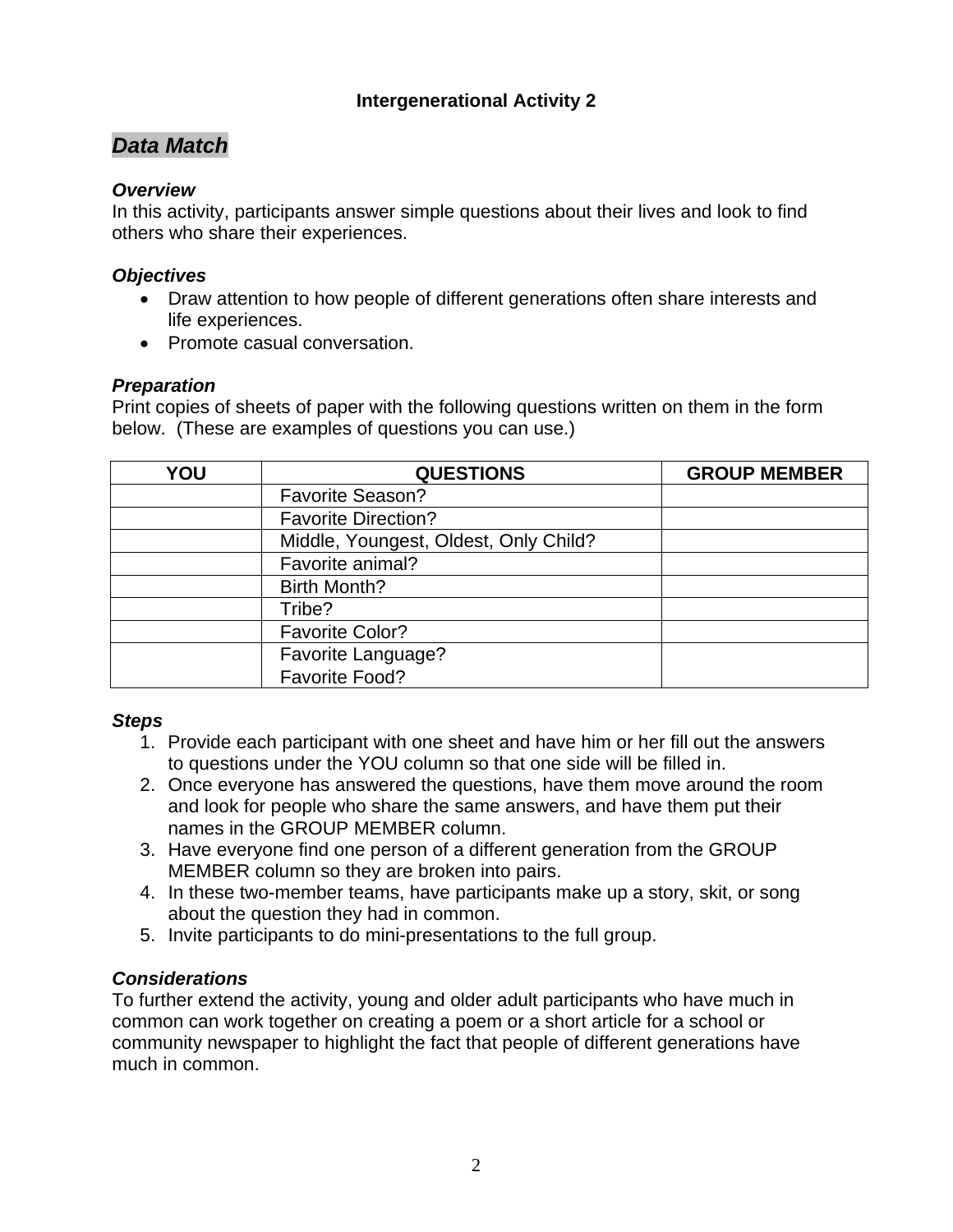**Intergenerational Activity 2**

## *Data Match*

***Overview***
In this activity, participants answer simple questions about their lives and look to find others who share their experiences.

***Objectives***

- Draw attention to how people of different generations often share interests and life experiences.
- Promote casual conversation.

***Preparation***
Print copies of sheets of paper with the following questions written on them in the form below. (These are examples of questions you can use.)

| YOU | QUESTIONS | GROUP MEMBER |
|---|---|---|
| | Favorite Season? | |
| | Favorite Direction? | |
| | Middle, Youngest, Oldest, Only Child? | |
| | Favorite animal? | |
| | Birth Month? | |
| | Tribe? | |
| | Favorite Color? | |
| | Favorite Language?<br>Favorite Food? | |

***Steps***

1. Provide each participant with one sheet and have him or her fill out the answers to questions under the YOU column so that one side will be filled in.
2. Once everyone has answered the questions, have them move around the room and look for people who share the same answers, and have them put their names in the GROUP MEMBER column.
3. Have everyone find one person of a different generation from the GROUP MEMBER column so they are broken into pairs.
4. In these two-member teams, have participants make up a story, skit, or song about the question they had in common.
5. Invite participants to do mini-presentations to the full group.

***Considerations***
To further extend the activity, young and older adult participants who have much in common can work together on creating a poem or a short article for a school or community newspaper to highlight the fact that people of different generations have much in common.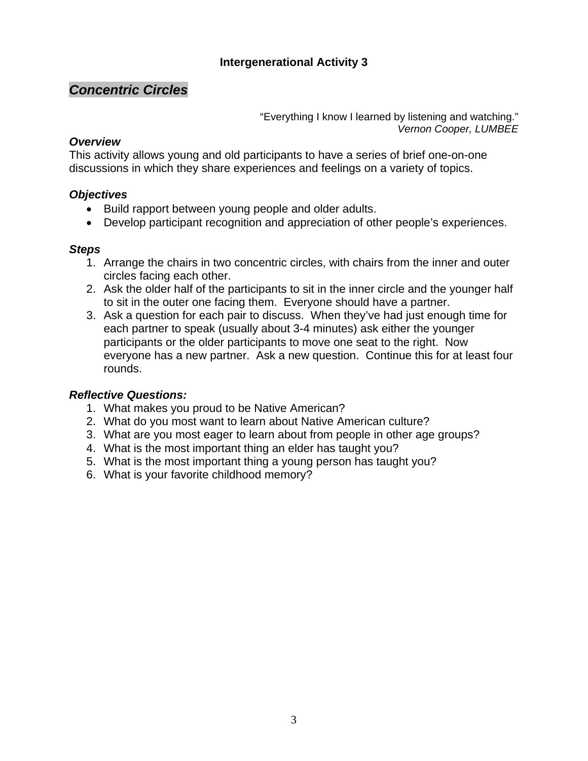**Intergenerational Activity 3**

## *Concentric Circles*

"Everything I know I learned by listening and watching."
*Vernon Cooper, LUMBEE*

### *Overview*

This activity allows young and old participants to have a series of brief one-on-one discussions in which they share experiences and feelings on a variety of topics.

### *Objectives*

- Build rapport between young people and older adults.
- Develop participant recognition and appreciation of other people's experiences.

### *Steps*

1. Arrange the chairs in two concentric circles, with chairs from the inner and outer circles facing each other.
2. Ask the older half of the participants to sit in the inner circle and the younger half to sit in the outer one facing them. Everyone should have a partner.
3. Ask a question for each pair to discuss. When they've had just enough time for each partner to speak (usually about 3-4 minutes) ask either the younger participants or the older participants to move one seat to the right. Now everyone has a new partner. Ask a new question. Continue this for at least four rounds.

### *Reflective Questions:*

1. What makes you proud to be Native American?
2. What do you most want to learn about Native American culture?
3. What are you most eager to learn about from people in other age groups?
4. What is the most important thing an elder has taught you?
5. What is the most important thing a young person has taught you?
6. What is your favorite childhood memory?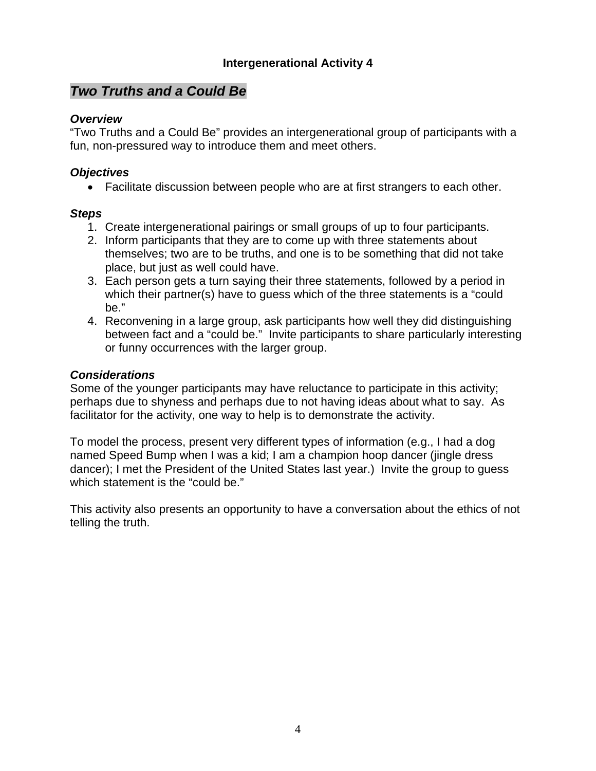**Intergenerational Activity 4**

## *Two Truths and a Could Be*

### *Overview*

"Two Truths and a Could Be" provides an intergenerational group of participants with a fun, non-pressured way to introduce them and meet others.

### *Objectives*

- Facilitate discussion between people who are at first strangers to each other.

### *Steps*

1. Create intergenerational pairings or small groups of up to four participants.
2. Inform participants that they are to come up with three statements about themselves; two are to be truths, and one is to be something that did not take place, but just as well could have.
3. Each person gets a turn saying their three statements, followed by a period in which their partner(s) have to guess which of the three statements is a "could be."
4. Reconvening in a large group, ask participants how well they did distinguishing between fact and a "could be." Invite participants to share particularly interesting or funny occurrences with the larger group.

### *Considerations*

Some of the younger participants may have reluctance to participate in this activity; perhaps due to shyness and perhaps due to not having ideas about what to say. As facilitator for the activity, one way to help is to demonstrate the activity.

To model the process, present very different types of information (e.g., I had a dog named Speed Bump when I was a kid; I am a champion hoop dancer (jingle dress dancer); I met the President of the United States last year.) Invite the group to guess which statement is the "could be."

This activity also presents an opportunity to have a conversation about the ethics of not telling the truth.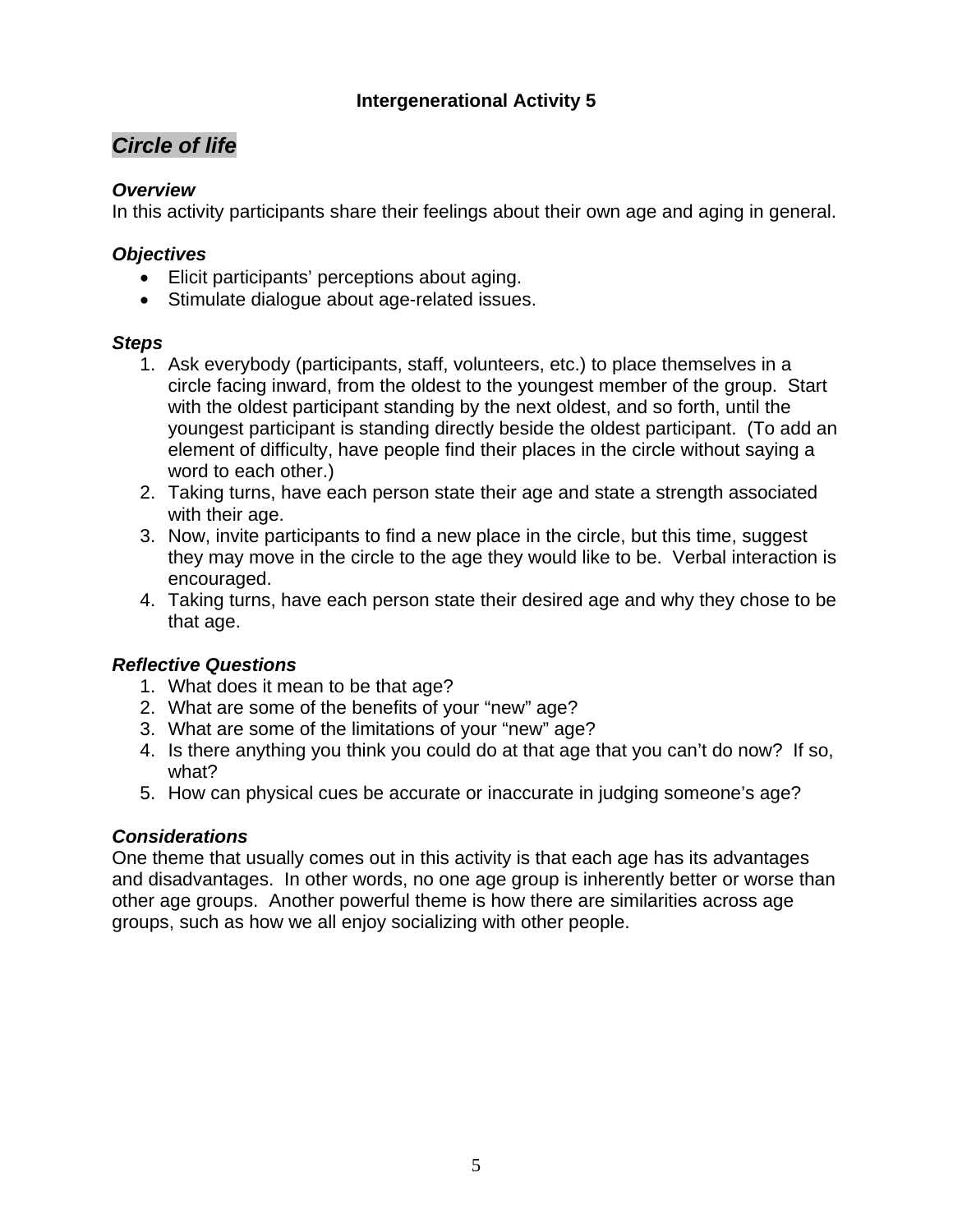**Intergenerational Activity 5**

## *Circle of life*

### *Overview*

In this activity participants share their feelings about their own age and aging in general.

### *Objectives*

- Elicit participants' perceptions about aging.
- Stimulate dialogue about age-related issues.

### *Steps*

1. Ask everybody (participants, staff, volunteers, etc.) to place themselves in a circle facing inward, from the oldest to the youngest member of the group. Start with the oldest participant standing by the next oldest, and so forth, until the youngest participant is standing directly beside the oldest participant. (To add an element of difficulty, have people find their places in the circle without saying a word to each other.)
2. Taking turns, have each person state their age and state a strength associated with their age.
3. Now, invite participants to find a new place in the circle, but this time, suggest they may move in the circle to the age they would like to be. Verbal interaction is encouraged.
4. Taking turns, have each person state their desired age and why they chose to be that age.

### *Reflective Questions*

1. What does it mean to be that age?
2. What are some of the benefits of your "new" age?
3. What are some of the limitations of your "new" age?
4. Is there anything you think you could do at that age that you can't do now? If so, what?
5. How can physical cues be accurate or inaccurate in judging someone's age?

### *Considerations*

One theme that usually comes out in this activity is that each age has its advantages and disadvantages. In other words, no one age group is inherently better or worse than other age groups. Another powerful theme is how there are similarities across age groups, such as how we all enjoy socializing with other people.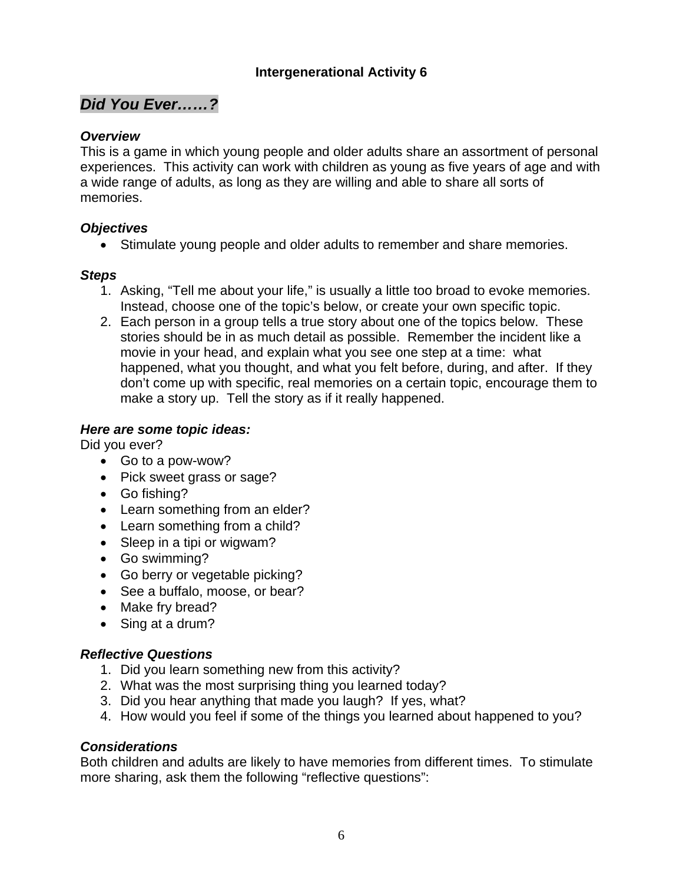### Intergenerational Activity 6

## *Did You Ever……?*

***Overview***

This is a game in which young people and older adults share an assortment of personal experiences. This activity can work with children as young as five years of age and with a wide range of adults, as long as they are willing and able to share all sorts of memories.

***Objectives***

- Stimulate young people and older adults to remember and share memories.

***Steps***

1. Asking, "Tell me about your life," is usually a little too broad to evoke memories. Instead, choose one of the topic's below, or create your own specific topic.
2. Each person in a group tells a true story about one of the topics below. These stories should be in as much detail as possible. Remember the incident like a movie in your head, and explain what you see one step at a time: what happened, what you thought, and what you felt before, during, and after. If they don't come up with specific, real memories on a certain topic, encourage them to make a story up. Tell the story as if it really happened.

***Here are some topic ideas:***

Did you ever?

- Go to a pow-wow?
- Pick sweet grass or sage?
- Go fishing?
- Learn something from an elder?
- Learn something from a child?
- Sleep in a tipi or wigwam?
- Go swimming?
- Go berry or vegetable picking?
- See a buffalo, moose, or bear?
- Make fry bread?
- Sing at a drum?

***Reflective Questions***

1. Did you learn something new from this activity?
2. What was the most surprising thing you learned today?
3. Did you hear anything that made you laugh? If yes, what?
4. How would you feel if some of the things you learned about happened to you?

***Considerations***

Both children and adults are likely to have memories from different times. To stimulate more sharing, ask them the following "reflective questions":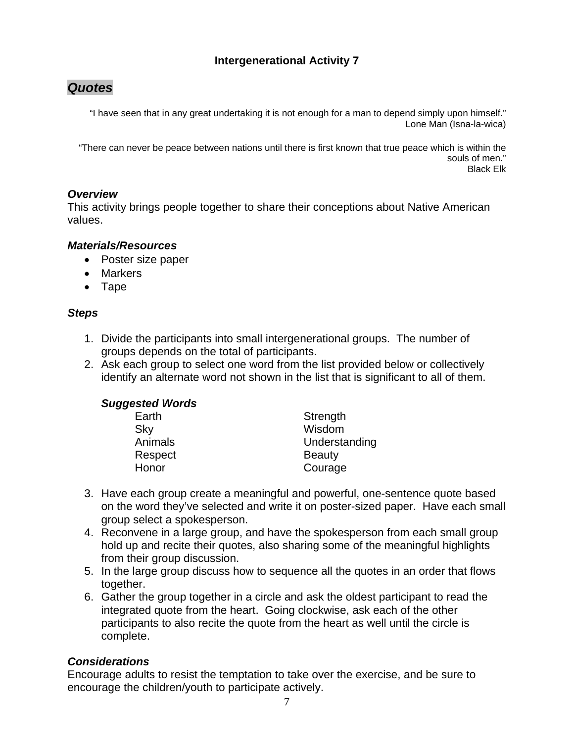### Intergenerational Activity 7

## *Quotes*

"I have seen that in any great undertaking it is not enough for a man to depend simply upon himself."
Lone Man (Isna-la-wica)

"There can never be peace between nations until there is first known that true peace which is within the souls of men."
Black Elk

### *Overview*

This activity brings people together to share their conceptions about Native American values.

### *Materials/Resources*

- Poster size paper
- Markers
- Tape

### *Steps*

1. Divide the participants into small intergenerational groups. The number of groups depends on the total of participants.
2. Ask each group to select one word from the list provided below or collectively identify an alternate word not shown in the list that is significant to all of them.

   ***Suggested Words***

   | | |
   |---|---|
   | Earth | Strength |
   | Sky | Wisdom |
   | Animals | Understanding |
   | Respect | Beauty |
   | Honor | Courage |

3. Have each group create a meaningful and powerful, one-sentence quote based on the word they've selected and write it on poster-sized paper. Have each small group select a spokesperson.
4. Reconvene in a large group, and have the spokesperson from each small group hold up and recite their quotes, also sharing some of the meaningful highlights from their group discussion.
5. In the large group discuss how to sequence all the quotes in an order that flows together.
6. Gather the group together in a circle and ask the oldest participant to read the integrated quote from the heart. Going clockwise, ask each of the other participants to also recite the quote from the heart as well until the circle is complete.

### *Considerations*

Encourage adults to resist the temptation to take over the exercise, and be sure to encourage the children/youth to participate actively.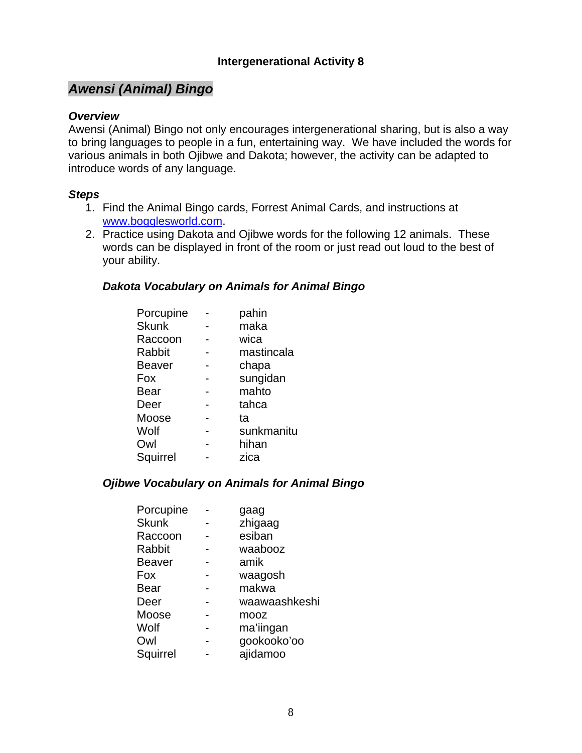**Intergenerational Activity 8**

## *Awensi (Animal) Bingo*

### *Overview*

Awensi (Animal) Bingo not only encourages intergenerational sharing, but is also a way to bring languages to people in a fun, entertaining way. We have included the words for various animals in both Ojibwe and Dakota; however, the activity can be adapted to introduce words of any language.

### *Steps*

1. Find the Animal Bingo cards, Forrest Animal Cards, and instructions at [www.bogglesworld.com](www.bogglesworld.com).
2. Practice using Dakota and Ojibwe words for the following 12 animals. These words can be displayed in front of the room or just read out loud to the best of your ability.

#### *Dakota Vocabulary on Animals for Animal Bingo*

| | | |
|---|---|---|
| Porcupine | - | pahin |
| Skunk | - | maka |
| Raccoon | - | wica |
| Rabbit | - | mastincala |
| Beaver | - | chapa |
| Fox | - | sungidan |
| Bear | - | mahto |
| Deer | - | tahca |
| Moose | - | ta |
| Wolf | - | sunkmanitu |
| Owl | - | hihan |
| Squirrel | - | zica |

#### *Ojibwe Vocabulary on Animals for Animal Bingo*

| | | |
|---|---|---|
| Porcupine | - | gaag |
| Skunk | - | zhigaag |
| Raccoon | - | esiban |
| Rabbit | - | waabooz |
| Beaver | - | amik |
| Fox | - | waagosh |
| Bear | - | makwa |
| Deer | - | waawaashkeshi |
| Moose | - | mooz |
| Wolf | - | ma'iingan |
| Owl | - | gookooko'oo |
| Squirrel | - | ajidamoo |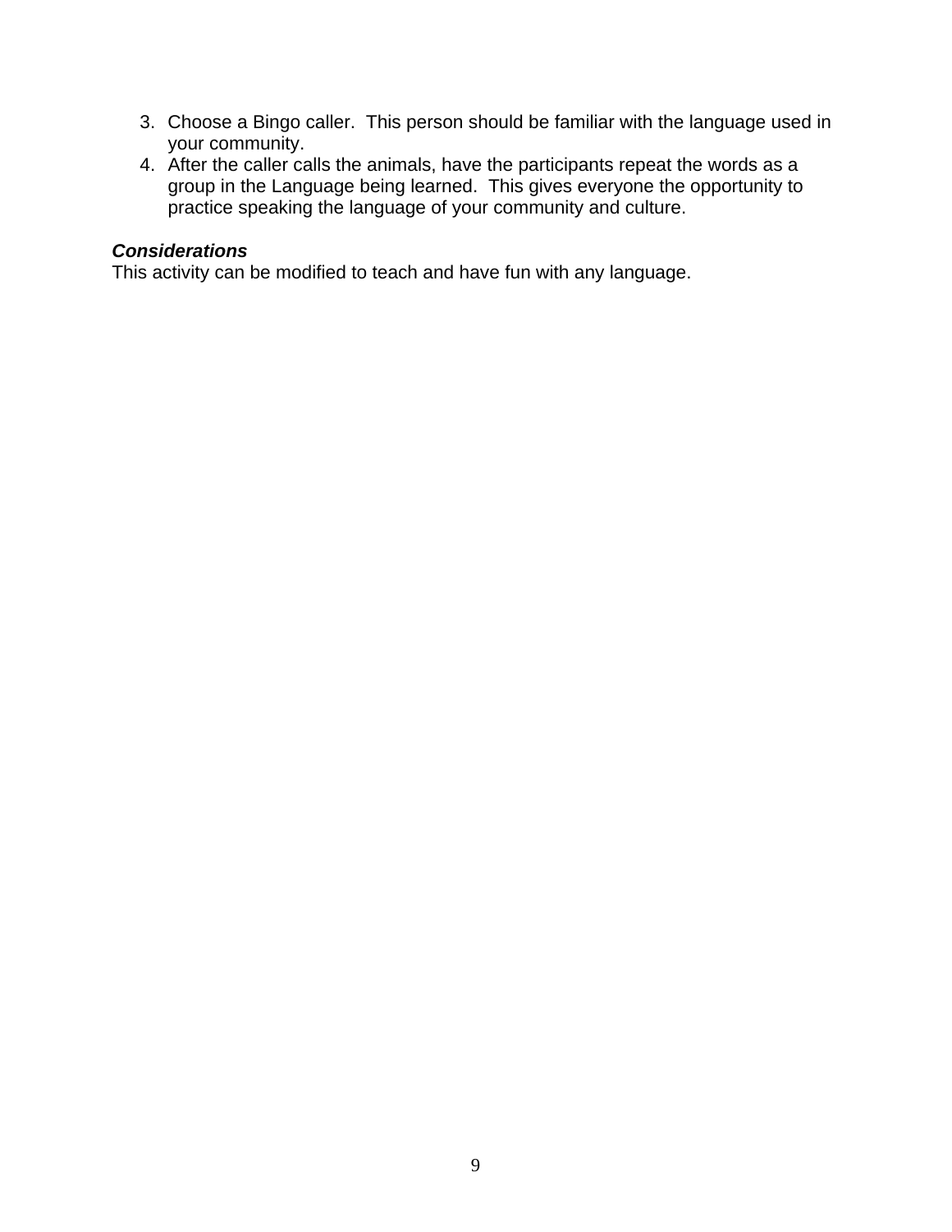3. Choose a Bingo caller.  This person should be familiar with the language used in your community.
4. After the caller calls the animals, have the participants repeat the words as a group in the Language being learned.  This gives everyone the opportunity to practice speaking the language of your community and culture.

***Considerations***
This activity can be modified to teach and have fun with any language.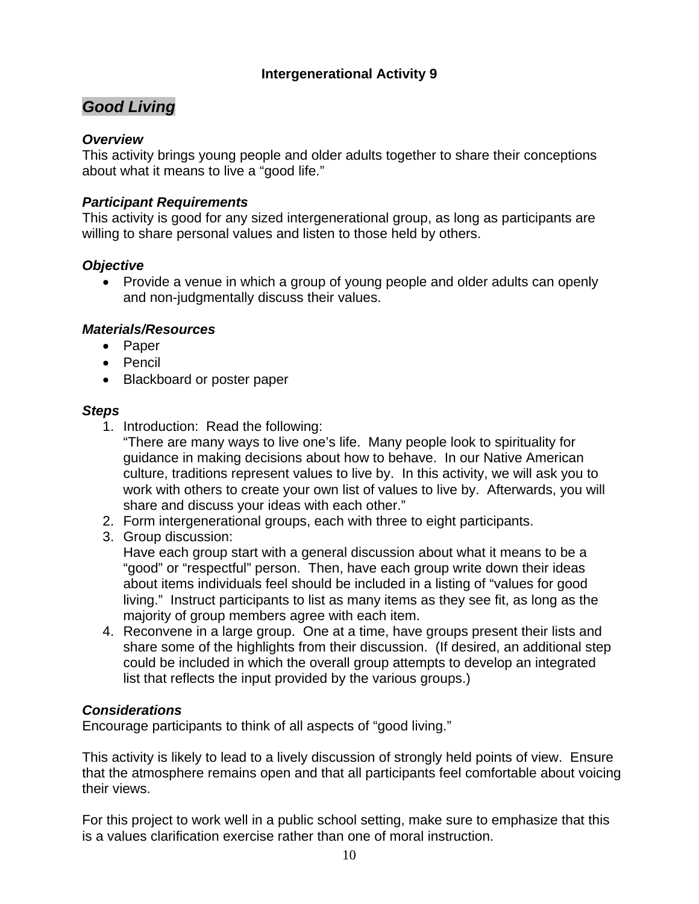**Intergenerational Activity 9**

## *Good Living*

***Overview***
This activity brings young people and older adults together to share their conceptions about what it means to live a "good life."

***Participant Requirements***
This activity is good for any sized intergenerational group, as long as participants are willing to share personal values and listen to those held by others.

***Objective***

- Provide a venue in which a group of young people and older adults can openly and non-judgmentally discuss their values.

***Materials/Resources***

- Paper
- Pencil
- Blackboard or poster paper

***Steps***

1. Introduction: Read the following:
   "There are many ways to live one's life. Many people look to spirituality for guidance in making decisions about how to behave. In our Native American culture, traditions represent values to live by. In this activity, we will ask you to work with others to create your own list of values to live by. Afterwards, you will share and discuss your ideas with each other."
2. Form intergenerational groups, each with three to eight participants.
3. Group discussion:
   Have each group start with a general discussion about what it means to be a "good" or "respectful" person. Then, have each group write down their ideas about items individuals feel should be included in a listing of "values for good living." Instruct participants to list as many items as they see fit, as long as the majority of group members agree with each item.
4. Reconvene in a large group. One at a time, have groups present their lists and share some of the highlights from their discussion. (If desired, an additional step could be included in which the overall group attempts to develop an integrated list that reflects the input provided by the various groups.)

***Considerations***
Encourage participants to think of all aspects of "good living."

This activity is likely to lead to a lively discussion of strongly held points of view. Ensure that the atmosphere remains open and that all participants feel comfortable about voicing their views.

For this project to work well in a public school setting, make sure to emphasize that this is a values clarification exercise rather than one of moral instruction.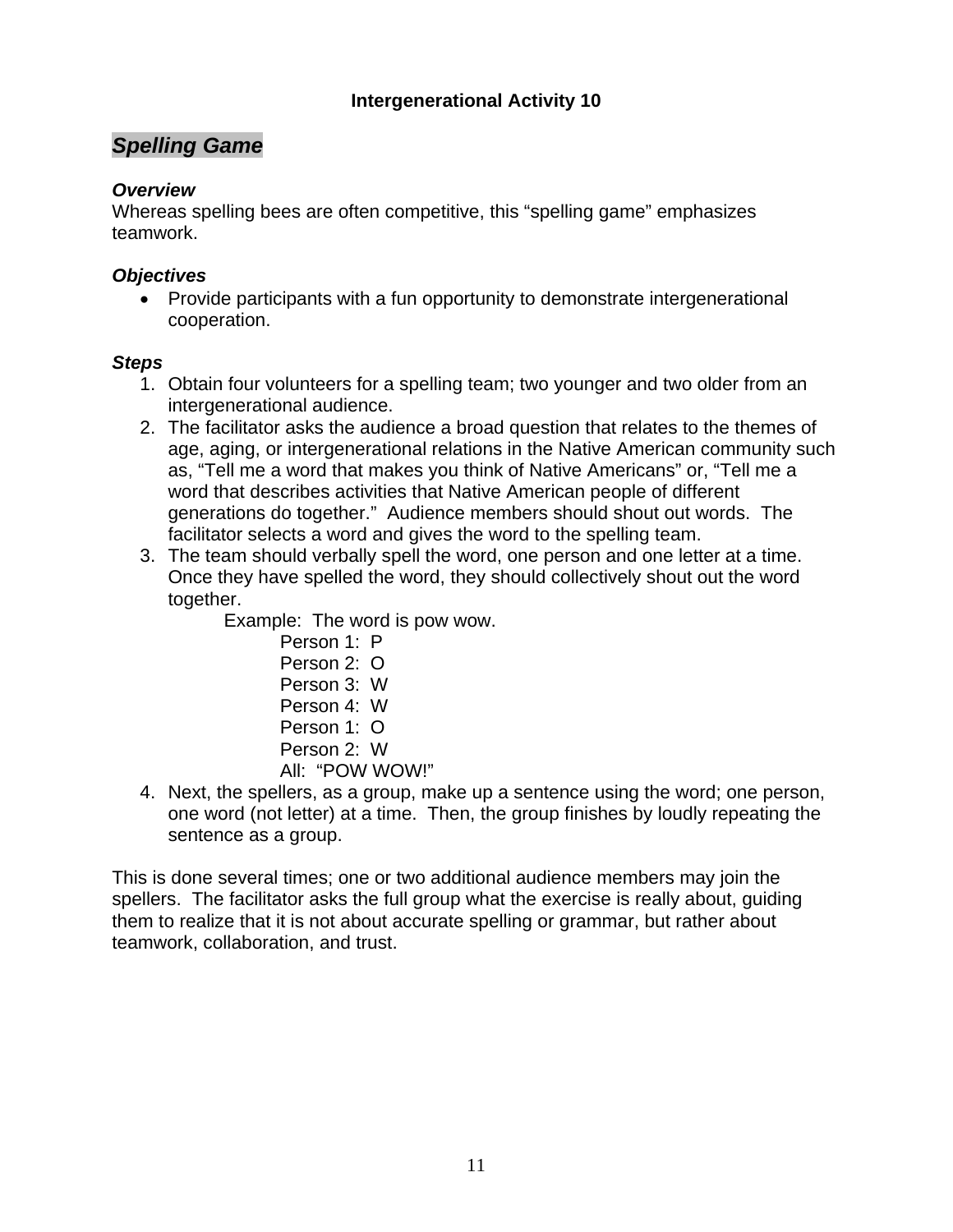**Intergenerational Activity 10**

## *Spelling Game*

### *Overview*

Whereas spelling bees are often competitive, this "spelling game" emphasizes teamwork.

### *Objectives*

- Provide participants with a fun opportunity to demonstrate intergenerational cooperation.

### *Steps*

1. Obtain four volunteers for a spelling team; two younger and two older from an intergenerational audience.
2. The facilitator asks the audience a broad question that relates to the themes of age, aging, or intergenerational relations in the Native American community such as, "Tell me a word that makes you think of Native Americans" or, "Tell me a word that describes activities that Native American people of different generations do together." Audience members should shout out words. The facilitator selects a word and gives the word to the spelling team.
3. The team should verbally spell the word, one person and one letter at a time. Once they have spelled the word, they should collectively shout out the word together.

   Example: The word is pow wow.

   Person 1: P
   Person 2: O
   Person 3: W
   Person 4: W
   Person 1: O
   Person 2: W
   All: "POW WOW!"
4. Next, the spellers, as a group, make up a sentence using the word; one person, one word (not letter) at a time. Then, the group finishes by loudly repeating the sentence as a group.

This is done several times; one or two additional audience members may join the spellers. The facilitator asks the full group what the exercise is really about, guiding them to realize that it is not about accurate spelling or grammar, but rather about teamwork, collaboration, and trust.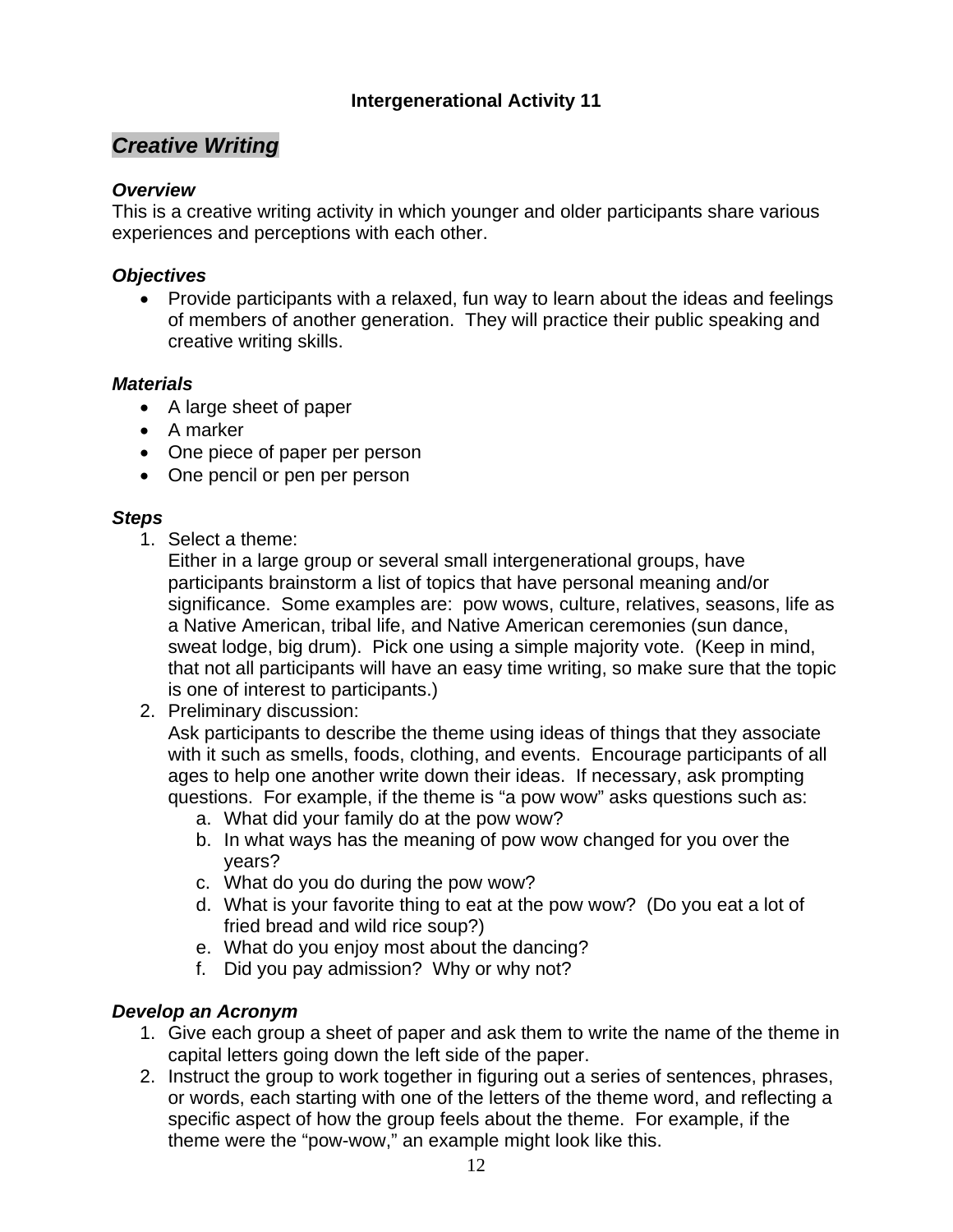**Intergenerational Activity 11**

## *Creative Writing*

### *Overview*

This is a creative writing activity in which younger and older participants share various experiences and perceptions with each other.

### *Objectives*

- Provide participants with a relaxed, fun way to learn about the ideas and feelings of members of another generation. They will practice their public speaking and creative writing skills.

### *Materials*

- A large sheet of paper
- A marker
- One piece of paper per person
- One pencil or pen per person

### *Steps*

1. Select a theme:
   Either in a large group or several small intergenerational groups, have participants brainstorm a list of topics that have personal meaning and/or significance. Some examples are: pow wows, culture, relatives, seasons, life as a Native American, tribal life, and Native American ceremonies (sun dance, sweat lodge, big drum). Pick one using a simple majority vote. (Keep in mind, that not all participants will have an easy time writing, so make sure that the topic is one of interest to participants.)
2. Preliminary discussion:
   Ask participants to describe the theme using ideas of things that they associate with it such as smells, foods, clothing, and events. Encourage participants of all ages to help one another write down their ideas. If necessary, ask prompting questions. For example, if the theme is "a pow wow" asks questions such as:
   a. What did your family do at the pow wow?
   b. In what ways has the meaning of pow wow changed for you over the years?
   c. What do you do during the pow wow?
   d. What is your favorite thing to eat at the pow wow? (Do you eat a lot of fried bread and wild rice soup?)
   e. What do you enjoy most about the dancing?
   f. Did you pay admission? Why or why not?

### *Develop an Acronym*

1. Give each group a sheet of paper and ask them to write the name of the theme in capital letters going down the left side of the paper.
2. Instruct the group to work together in figuring out a series of sentences, phrases, or words, each starting with one of the letters of the theme word, and reflecting a specific aspect of how the group feels about the theme. For example, if the theme were the "pow-wow," an example might look like this.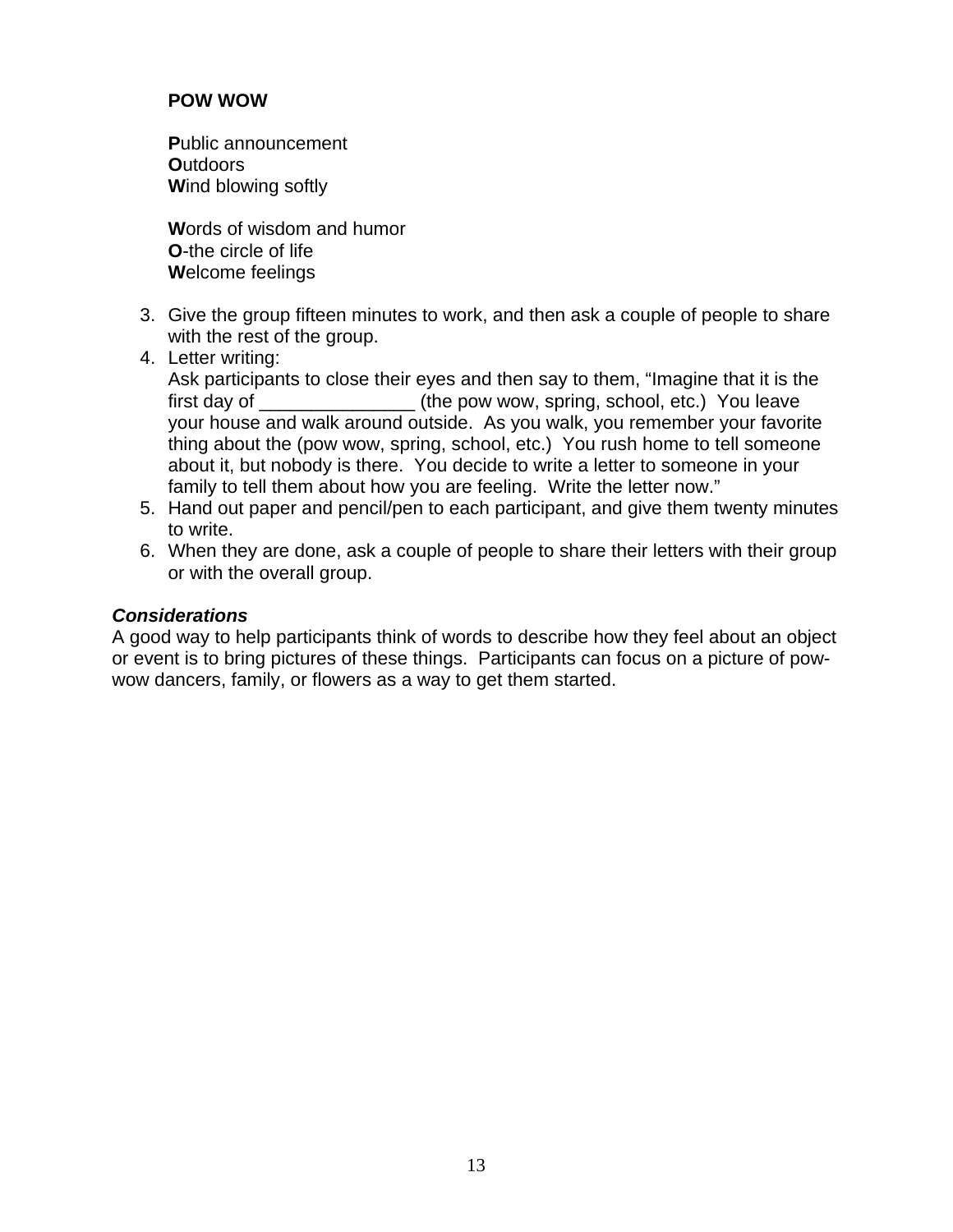**POW WOW**

**P**ublic announcement
**O**utdoors
**W**ind blowing softly

**W**ords of wisdom and humor
**O**-the circle of life
**W**elcome feelings

3. Give the group fifteen minutes to work, and then ask a couple of people to share with the rest of the group.
4. Letter writing:
   Ask participants to close their eyes and then say to them, "Imagine that it is the first day of _______________ (the pow wow, spring, school, etc.)  You leave your house and walk around outside.  As you walk, you remember your favorite thing about the (pow wow, spring, school, etc.)  You rush home to tell someone about it, but nobody is there.  You decide to write a letter to someone in your family to tell them about how you are feeling.  Write the letter now."
5. Hand out paper and pencil/pen to each participant, and give them twenty minutes to write.
6. When they are done, ask a couple of people to share their letters with their group or with the overall group.

***Considerations***

A good way to help participants think of words to describe how they feel about an object or event is to bring pictures of these things.  Participants can focus on a picture of pow-wow dancers, family, or flowers as a way to get them started.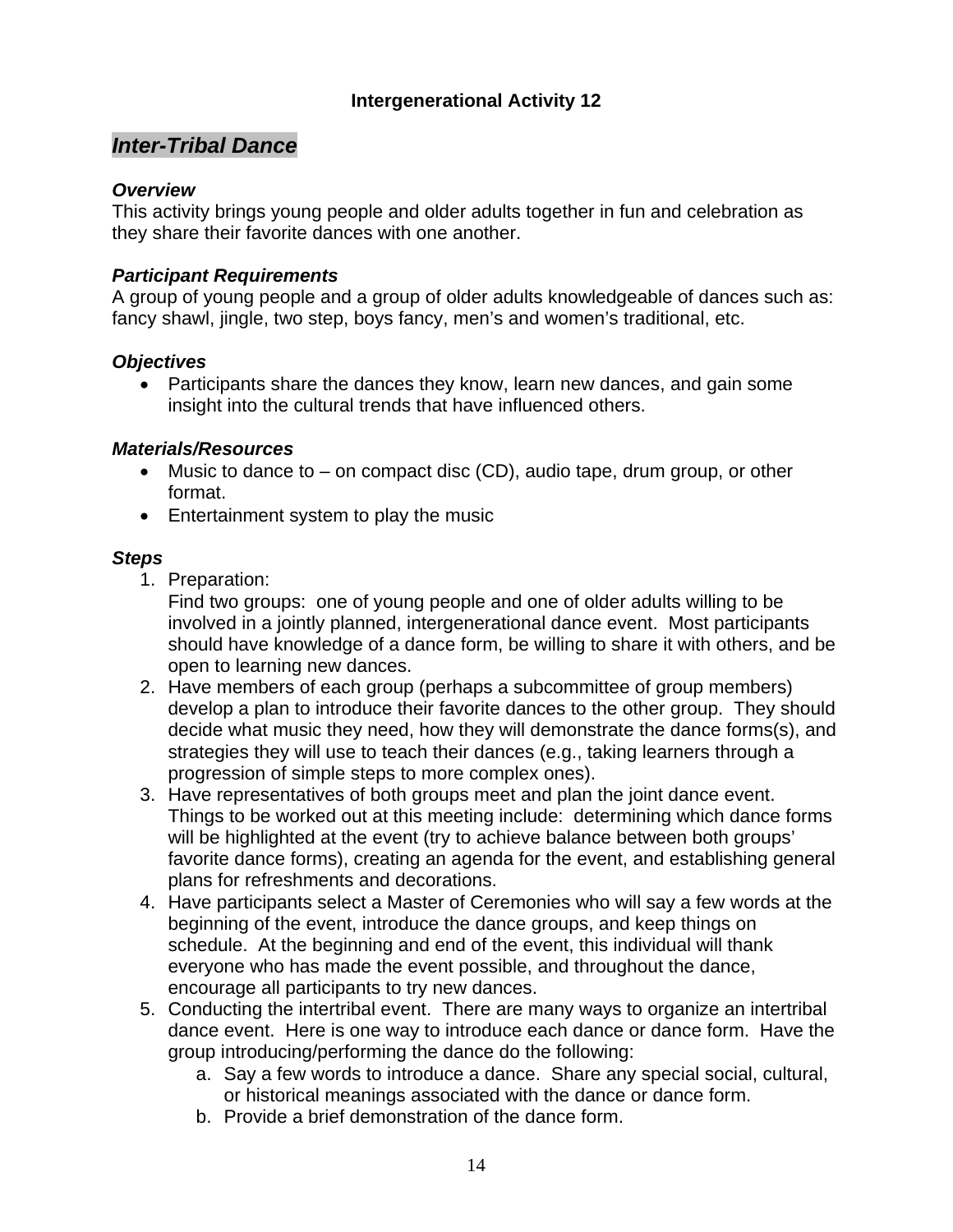**Intergenerational Activity 12**

## *Inter-Tribal Dance*

### *Overview*

This activity brings young people and older adults together in fun and celebration as they share their favorite dances with one another.

### *Participant Requirements*

A group of young people and a group of older adults knowledgeable of dances such as: fancy shawl, jingle, two step, boys fancy, men's and women's traditional, etc.

### *Objectives*

- Participants share the dances they know, learn new dances, and gain some insight into the cultural trends that have influenced others.

### *Materials/Resources*

- Music to dance to – on compact disc (CD), audio tape, drum group, or other format.
- Entertainment system to play the music

### *Steps*

1. Preparation:
   Find two groups: one of young people and one of older adults willing to be involved in a jointly planned, intergenerational dance event. Most participants should have knowledge of a dance form, be willing to share it with others, and be open to learning new dances.
2. Have members of each group (perhaps a subcommittee of group members) develop a plan to introduce their favorite dances to the other group. They should decide what music they need, how they will demonstrate the dance forms(s), and strategies they will use to teach their dances (e.g., taking learners through a progression of simple steps to more complex ones).
3. Have representatives of both groups meet and plan the joint dance event. Things to be worked out at this meeting include: determining which dance forms will be highlighted at the event (try to achieve balance between both groups' favorite dance forms), creating an agenda for the event, and establishing general plans for refreshments and decorations.
4. Have participants select a Master of Ceremonies who will say a few words at the beginning of the event, introduce the dance groups, and keep things on schedule. At the beginning and end of the event, this individual will thank everyone who has made the event possible, and throughout the dance, encourage all participants to try new dances.
5. Conducting the intertribal event. There are many ways to organize an intertribal dance event. Here is one way to introduce each dance or dance form. Have the group introducing/performing the dance do the following:
   a. Say a few words to introduce a dance. Share any special social, cultural, or historical meanings associated with the dance or dance form.
   b. Provide a brief demonstration of the dance form.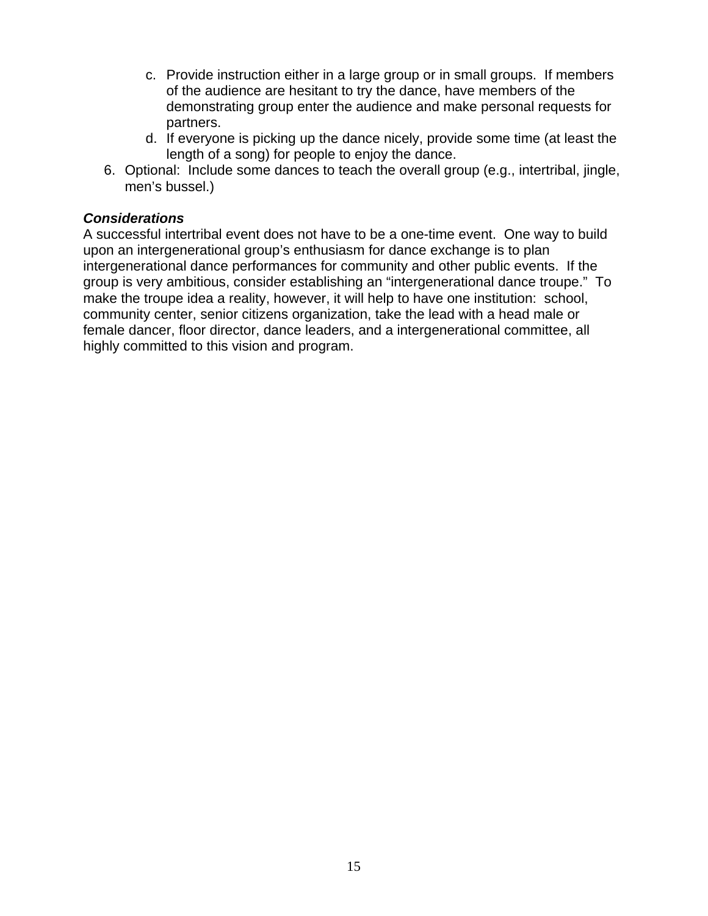c. Provide instruction either in a large group or in small groups. If members of the audience are hesitant to try the dance, have members of the demonstrating group enter the audience and make personal requests for partners.
   d. If everyone is picking up the dance nicely, provide some time (at least the length of a song) for people to enjoy the dance.

6. Optional: Include some dances to teach the overall group (e.g., intertribal, jingle, men's bussel.)

***Considerations***

A successful intertribal event does not have to be a one-time event. One way to build upon an intergenerational group's enthusiasm for dance exchange is to plan intergenerational dance performances for community and other public events. If the group is very ambitious, consider establishing an "intergenerational dance troupe." To make the troupe idea a reality, however, it will help to have one institution: school, community center, senior citizens organization, take the lead with a head male or female dancer, floor director, dance leaders, and a intergenerational committee, all highly committed to this vision and program.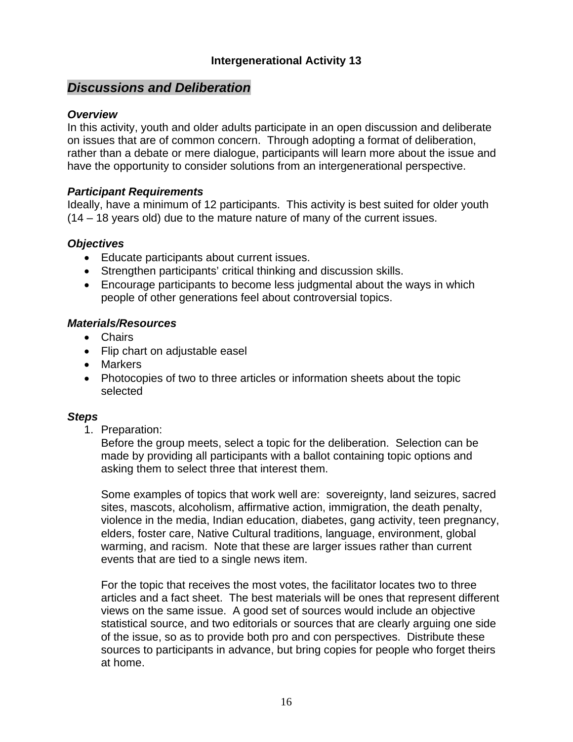**Intergenerational Activity 13**

## *Discussions and Deliberation*

### *Overview*

In this activity, youth and older adults participate in an open discussion and deliberate on issues that are of common concern. Through adopting a format of deliberation, rather than a debate or mere dialogue, participants will learn more about the issue and have the opportunity to consider solutions from an intergenerational perspective.

### *Participant Requirements*

Ideally, have a minimum of 12 participants. This activity is best suited for older youth (14 – 18 years old) due to the mature nature of many of the current issues.

### *Objectives*

- Educate participants about current issues.
- Strengthen participants' critical thinking and discussion skills.
- Encourage participants to become less judgmental about the ways in which people of other generations feel about controversial topics.

### *Materials/Resources*

- Chairs
- Flip chart on adjustable easel
- Markers
- Photocopies of two to three articles or information sheets about the topic selected

### *Steps*

1. Preparation:
   Before the group meets, select a topic for the deliberation. Selection can be made by providing all participants with a ballot containing topic options and asking them to select three that interest them.

   Some examples of topics that work well are: sovereignty, land seizures, sacred sites, mascots, alcoholism, affirmative action, immigration, the death penalty, violence in the media, Indian education, diabetes, gang activity, teen pregnancy, elders, foster care, Native Cultural traditions, language, environment, global warming, and racism. Note that these are larger issues rather than current events that are tied to a single news item.

   For the topic that receives the most votes, the facilitator locates two to three articles and a fact sheet. The best materials will be ones that represent different views on the same issue. A good set of sources would include an objective statistical source, and two editorials or sources that are clearly arguing one side of the issue, so as to provide both pro and con perspectives. Distribute these sources to participants in advance, but bring copies for people who forget theirs at home.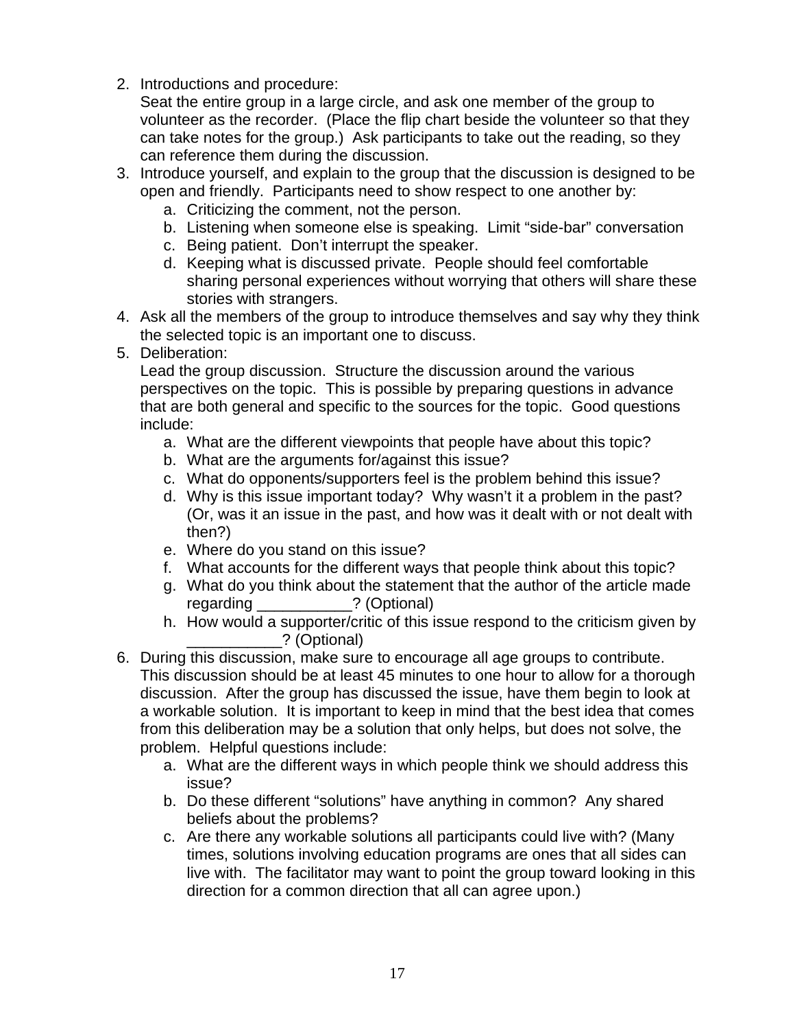2. Introductions and procedure:
   Seat the entire group in a large circle, and ask one member of the group to volunteer as the recorder. (Place the flip chart beside the volunteer so that they can take notes for the group.) Ask participants to take out the reading, so they can reference them during the discussion.
3. Introduce yourself, and explain to the group that the discussion is designed to be open and friendly. Participants need to show respect to one another by:
   a. Criticizing the comment, not the person.
   b. Listening when someone else is speaking. Limit "side-bar" conversation
   c. Being patient. Don't interrupt the speaker.
   d. Keeping what is discussed private. People should feel comfortable sharing personal experiences without worrying that others will share these stories with strangers.
4. Ask all the members of the group to introduce themselves and say why they think the selected topic is an important one to discuss.
5. Deliberation:
   Lead the group discussion. Structure the discussion around the various perspectives on the topic. This is possible by preparing questions in advance that are both general and specific to the sources for the topic. Good questions include:
   a. What are the different viewpoints that people have about this topic?
   b. What are the arguments for/against this issue?
   c. What do opponents/supporters feel is the problem behind this issue?
   d. Why is this issue important today? Why wasn't it a problem in the past? (Or, was it an issue in the past, and how was it dealt with or not dealt with then?)
   e. Where do you stand on this issue?
   f. What accounts for the different ways that people think about this topic?
   g. What do you think about the statement that the author of the article made regarding ___________? (Optional)
   h. How would a supporter/critic of this issue respond to the criticism given by ___________? (Optional)
6. During this discussion, make sure to encourage all age groups to contribute. This discussion should be at least 45 minutes to one hour to allow for a thorough discussion. After the group has discussed the issue, have them begin to look at a workable solution. It is important to keep in mind that the best idea that comes from this deliberation may be a solution that only helps, but does not solve, the problem. Helpful questions include:
   a. What are the different ways in which people think we should address this issue?
   b. Do these different "solutions" have anything in common? Any shared beliefs about the problems?
   c. Are there any workable solutions all participants could live with? (Many times, solutions involving education programs are ones that all sides can live with. The facilitator may want to point the group toward looking in this direction for a common direction that all can agree upon.)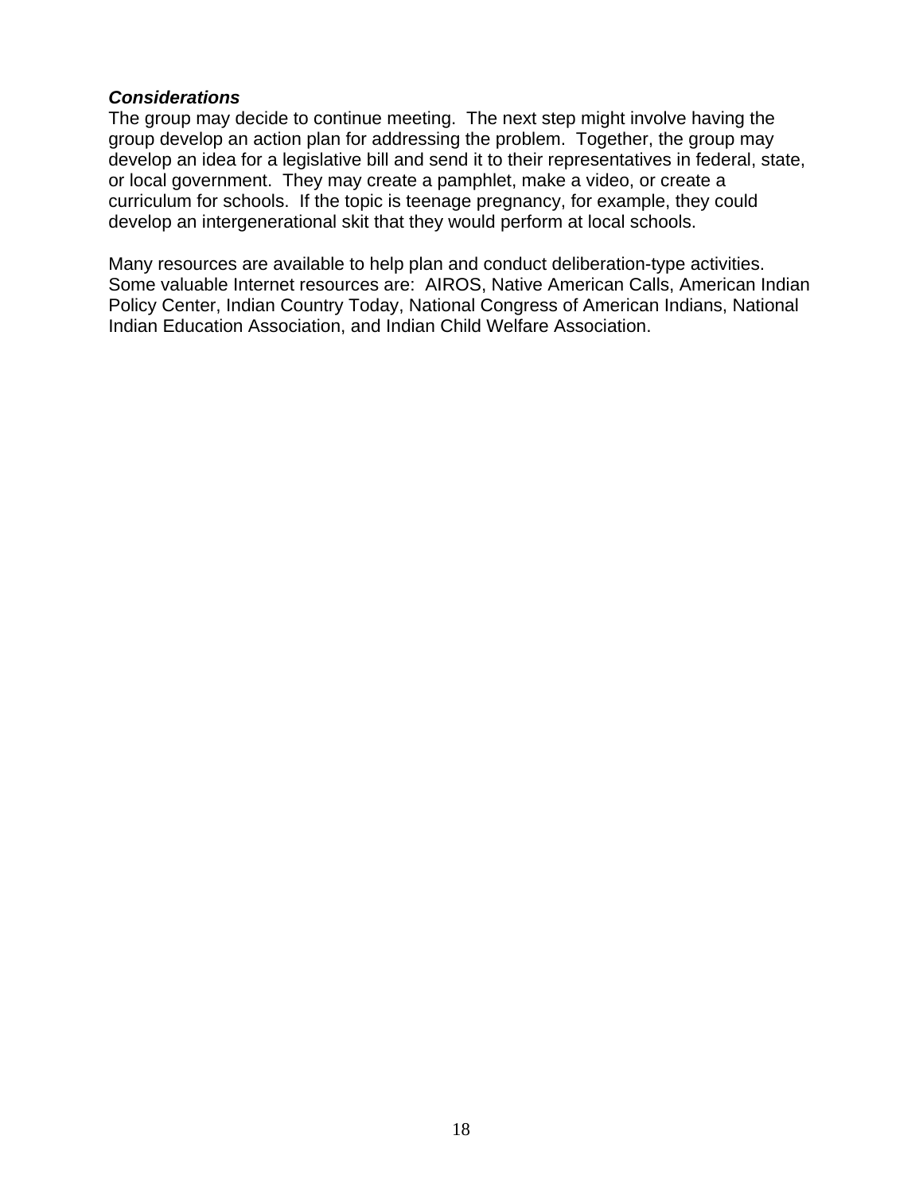***Considerations***

The group may decide to continue meeting. The next step might involve having the group develop an action plan for addressing the problem. Together, the group may develop an idea for a legislative bill and send it to their representatives in federal, state, or local government. They may create a pamphlet, make a video, or create a curriculum for schools. If the topic is teenage pregnancy, for example, they could develop an intergenerational skit that they would perform at local schools.

Many resources are available to help plan and conduct deliberation-type activities. Some valuable Internet resources are: AIROS, Native American Calls, American Indian Policy Center, Indian Country Today, National Congress of American Indians, National Indian Education Association, and Indian Child Welfare Association.